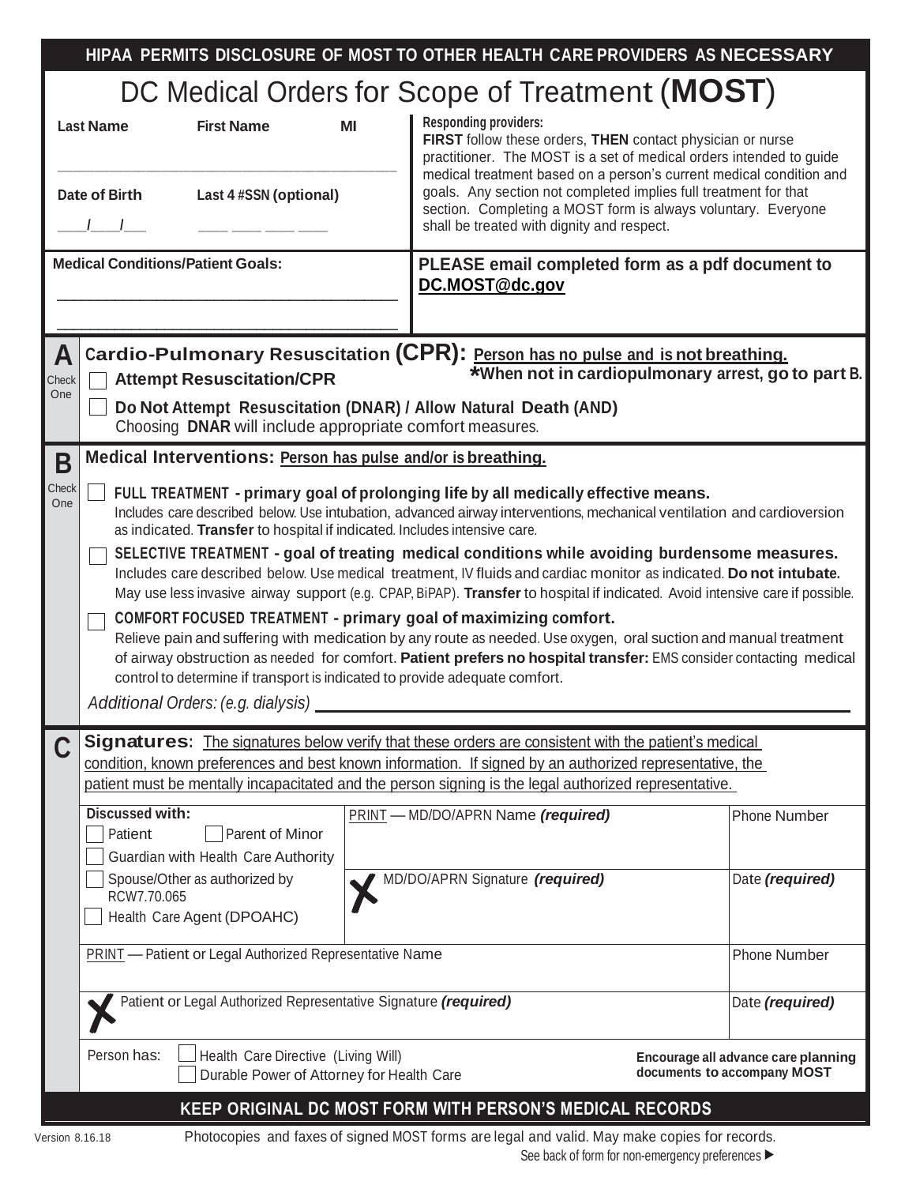**HIPAA PERMITS DISCLOSURE OF MOST TO OTHER HEALTH CARE PROVIDERS AS NECESSARY**

# DC Medical Orders for Scope of Treatment (**MOST**)

| Last Name | First Name | MI |
|---|---|---|
| | | |

| Date of Birth | Last 4 #SSN (optional) |
|---|---|
| \_\_\_/\_\_\_/\_\_\_ | \_\_\_\_ \_\_\_\_ \_\_\_\_ \_\_\_\_ |

**Responding providers:**
**FIRST** follow these orders, **THEN** contact physician or nurse practitioner. The MOST is a set of medical orders intended to guide medical treatment based on a person's current medical condition and goals. Any section not completed implies full treatment for that section. Completing a MOST form is always voluntary. Everyone shall be treated with dignity and respect.

**Medical Conditions/Patient Goals:**

\_\_\_\_\_\_\_\_\_\_\_\_\_\_\_\_\_\_\_\_\_\_\_\_\_\_\_\_\_\_\_\_\_\_\_\_\_\_\_\_

\_\_\_\_\_\_\_\_\_\_\_\_\_\_\_\_\_\_\_\_\_\_\_\_\_\_\_\_\_\_\_\_\_\_\_\_\_\_\_\_

**PLEASE email completed form as a pdf document to DC.MOST@dc.gov**

## A — Cardio-Pulmonary Resuscitation (CPR): Person has no pulse and is not breathing.

Check One

**\*When not in cardiopulmonary arrest, go to part B.**

- ☐ **Attempt Resuscitation/CPR**
- ☐ **Do Not Attempt Resuscitation (DNAR) / Allow Natural Death (AND)**
  Choosing **DNAR** will include appropriate comfort measures.

## B — Medical Interventions: Person has pulse and/or is breathing.

Check One

- ☐ **FULL TREATMENT - primary goal of prolonging life by all medically effective means.**
  Includes care described below. Use intubation, advanced airway interventions, mechanical ventilation and cardioversion as indicated. **Transfer** to hospital if indicated. Includes intensive care.
- ☐ **SELECTIVE TREATMENT - goal of treating medical conditions while avoiding burdensome measures.**
  Includes care described below. Use medical treatment, IV fluids and cardiac monitor as indicated. **Do not intubate.** May use less invasive airway support (e.g. CPAP, BiPAP). **Transfer** to hospital if indicated. Avoid intensive care if possible.
- ☐ **COMFORT FOCUSED TREATMENT - primary goal of maximizing comfort.**
  Relieve pain and suffering with medication by any route as needed. Use oxygen, oral suction and manual treatment of airway obstruction as needed for comfort. **Patient prefers no hospital transfer:** EMS consider contacting medical control to determine if transport is indicated to provide adequate comfort.

*Additional Orders: (e.g. dialysis)* \_\_\_\_\_\_\_\_\_\_\_\_\_\_\_\_\_\_\_\_\_\_\_\_\_\_\_\_\_\_\_\_\_\_\_\_\_\_\_\_

## C — Signatures: The signatures below verify that these orders are consistent with the patient's medical condition, known preferences and best known information. If signed by an authorized representative, the patient must be mentally incapacitated and the person signing is the legal authorized representative.

| Discussed with: | PRINT — MD/DO/APRN Name ***(required)*** | Phone Number |
|---|---|---|
| ☐ Patient ☐ Parent of Minor<br>☐ Guardian with Health Care Authority | | |
| ☐ Spouse/Other as authorized by RCW7.70.065<br>☐ Health Care Agent (DPOAHC) | ✗ MD/DO/APRN Signature ***(required)*** | Date ***(required)*** |

| PRINT — Patient or Legal Authorized Representative Name | Phone Number |
|---|---|
| | |
| ✗ Patient or Legal Authorized Representative Signature ***(required)*** | Date ***(required)*** |

Person has: ☐ Health Care Directive (Living Will) ☐ Durable Power of Attorney for Health Care

**Encourage all advance care planning documents to accompany MOST**

**KEEP ORIGINAL DC MOST FORM WITH PERSON'S MEDICAL RECORDS**

Version 8.16.18

Photocopies and faxes of signed MOST forms are legal and valid. May make copies for records.

See back of form for non-emergency preferences ▶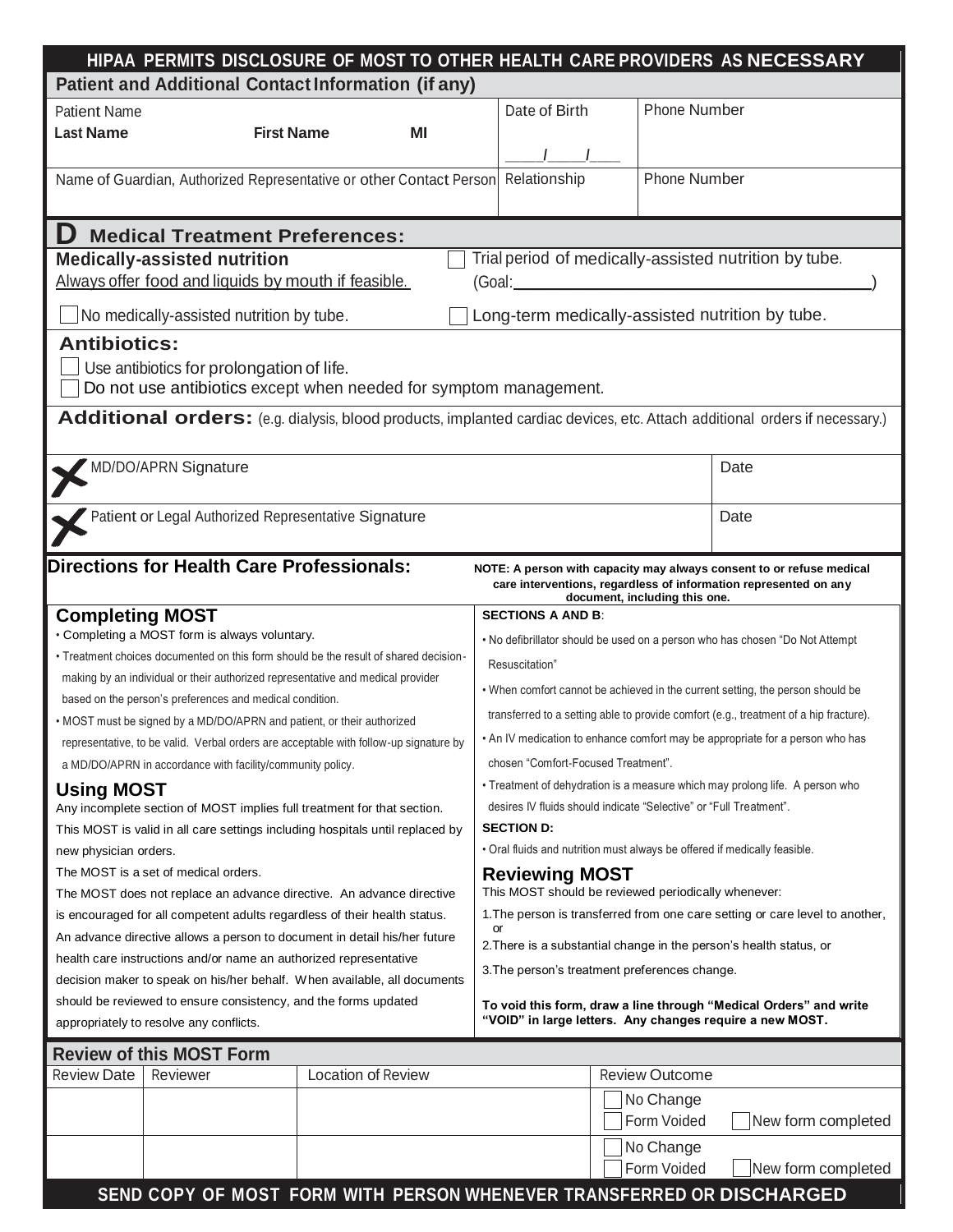**HIPAA PERMITS DISCLOSURE OF MOST TO OTHER HEALTH CARE PROVIDERS AS NECESSARY**

**Patient and Additional Contact Information (if any)**

| Patient Name<br>**Last Name** **First Name** **MI** | Date of Birth<br>\_\_\_\_/\_\_\_\_/\_\_\_\_ | Phone Number |
|---|---|---|
| Name of Guardian, Authorized Representative or other Contact Person | Relationship | Phone Number |

## D Medical Treatment Preferences:

**Medically-assisted nutrition**
Always offer food and liquids by mouth if feasible.

- ☐ No medically-assisted nutrition by tube.
- ☐ Trial period of medically-assisted nutrition by tube. (Goal:\_\_\_\_\_\_\_\_\_\_\_\_\_\_\_\_\_\_\_\_\_\_\_\_\_\_\_\_\_\_\_\_\_\_\_\_)
- ☐ Long-term medically-assisted nutrition by tube.

**Antibiotics:**

- ☐ Use antibiotics for prolongation of life.
- ☐ Do not use antibiotics except when needed for symptom management.

**Additional orders:** (e.g. dialysis, blood products, implanted cardiac devices, etc. Attach additional orders if necessary.)

| MD/DO/APRN Signature | Date |
|---|---|
| Patient or Legal Authorized Representative Signature | Date |

## Directions for Health Care Professionals:

**NOTE: A person with capacity may always consent to or refuse medical care interventions, regardless of information represented on any document, including this one.**

### Completing MOST

- Completing a MOST form is always voluntary.
- Treatment choices documented on this form should be the result of shared decision-making by an individual or their authorized representative and medical provider based on the person's preferences and medical condition.
- MOST must be signed by a MD/DO/APRN and patient, or their authorized representative, to be valid. Verbal orders are acceptable with follow-up signature by a MD/DO/APRN in accordance with facility/community policy.

### Using MOST

Any incomplete section of MOST implies full treatment for that section.
This MOST is valid in all care settings including hospitals until replaced by new physician orders.
The MOST is a set of medical orders.
The MOST does not replace an advance directive. An advance directive is encouraged for all competent adults regardless of their health status. An advance directive allows a person to document in detail his/her future health care instructions and/or name an authorized representative decision maker to speak on his/her behalf. When available, all documents should be reviewed to ensure consistency, and the forms updated appropriately to resolve any conflicts.

**SECTIONS A AND B**:

- No defibrillator should be used on a person who has chosen "Do Not Attempt Resuscitation"
- When comfort cannot be achieved in the current setting, the person should be transferred to a setting able to provide comfort (e.g., treatment of a hip fracture).
- An IV medication to enhance comfort may be appropriate for a person who has chosen "Comfort-Focused Treatment".
- Treatment of dehydration is a measure which may prolong life. A person who desires IV fluids should indicate "Selective" or "Full Treatment".

**SECTION D:**

- Oral fluids and nutrition must always be offered if medically feasible.

### Reviewing MOST

This MOST should be reviewed periodically whenever:

1. The person is transferred from one care setting or care level to another, or
2. There is a substantial change in the person's health status, or
3. The person's treatment preferences change.

**To void this form, draw a line through "Medical Orders" and write "VOID" in large letters. Any changes require a new MOST.**

**Review of this MOST Form**

| Review Date | Reviewer | Location of Review | Review Outcome |
|---|---|---|---|
| | | | ☐ No Change<br>☐ Form Voided ☐ New form completed |
| | | | ☐ No Change<br>☐ Form Voided ☐ New form completed |

**SEND COPY OF MOST FORM WITH PERSON WHENEVER TRANSFERRED OR DISCHARGED**